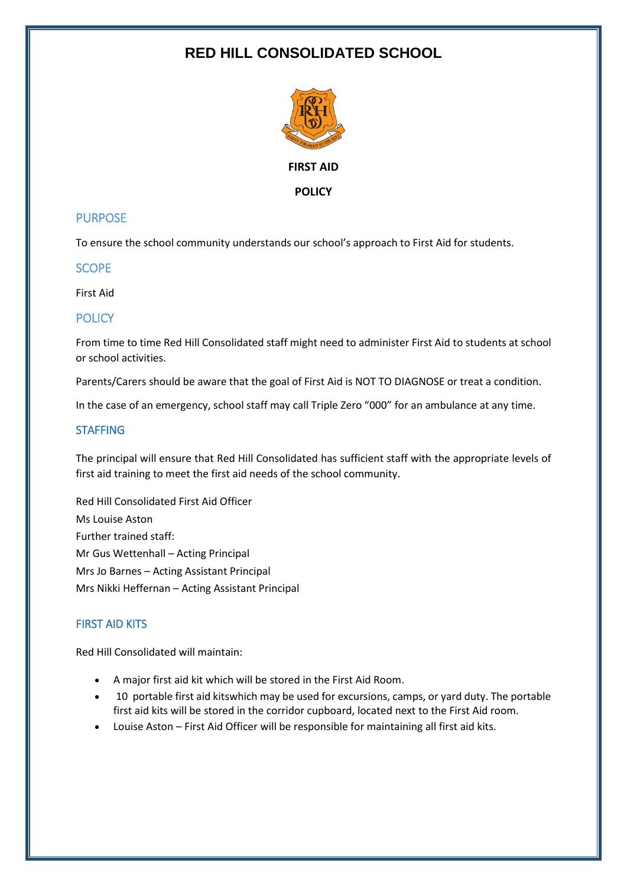# RED HILL CONSOLIDATED SCHOOL

**FIRST AID**

**POLICY**

## PURPOSE

To ensure the school community understands our school's approach to First Aid for students.

## SCOPE

First Aid

## POLICY

From time to time Red Hill Consolidated staff might need to administer First Aid to students at school or school activities.

Parents/Carers should be aware that the goal of First Aid is NOT TO DIAGNOSE or treat a condition.

In the case of an emergency, school staff may call Triple Zero "000" for an ambulance at any time.

## STAFFING

The principal will ensure that Red Hill Consolidated has sufficient staff with the appropriate levels of first aid training to meet the first aid needs of the school community.

Red Hill Consolidated First Aid Officer
Ms Louise Aston
Further trained staff:
Mr Gus Wettenhall – Acting Principal
Mrs Jo Barnes – Acting Assistant Principal
Mrs Nikki Heffernan – Acting Assistant Principal

## FIRST AID KITS

Red Hill Consolidated will maintain:

- A major first aid kit which will be stored in the First Aid Room.
- 10 portable first aid kitswhich may be used for excursions, camps, or yard duty. The portable first aid kits will be stored in the corridor cupboard, located next to the First Aid room.
- Louise Aston – First Aid Officer will be responsible for maintaining all first aid kits.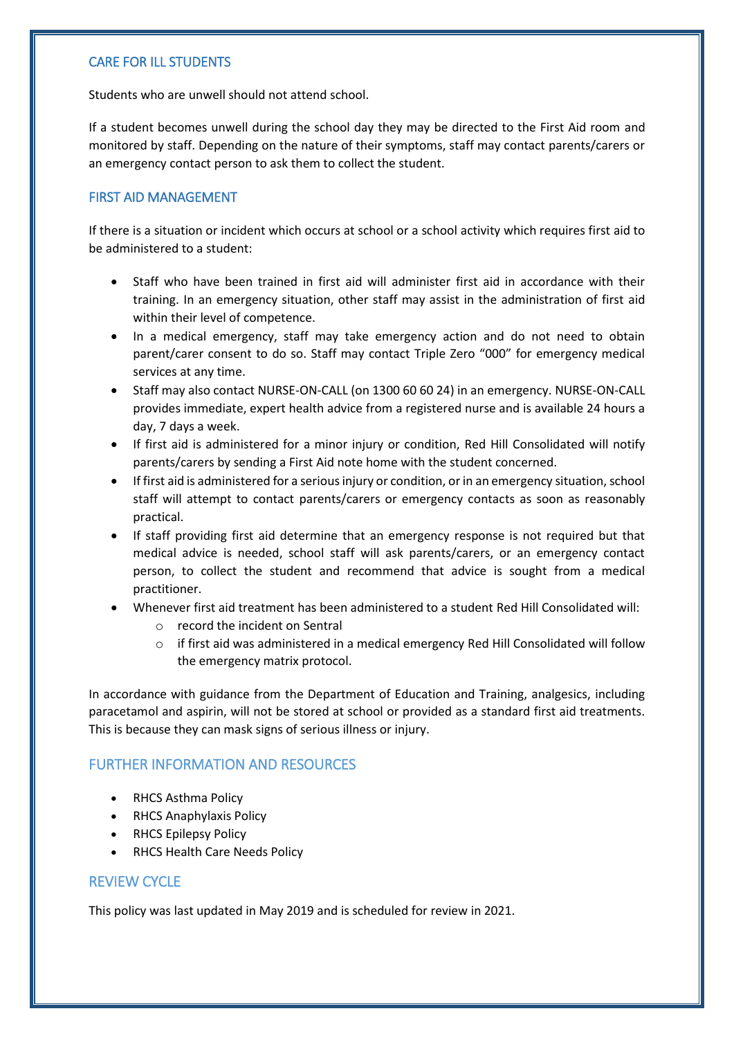## CARE FOR ILL STUDENTS

Students who are unwell should not attend school.

If a student becomes unwell during the school day they may be directed to the First Aid room and monitored by staff. Depending on the nature of their symptoms, staff may contact parents/carers or an emergency contact person to ask them to collect the student.

## FIRST AID MANAGEMENT

If there is a situation or incident which occurs at school or a school activity which requires first aid to be administered to a student:

- Staff who have been trained in first aid will administer first aid in accordance with their training. In an emergency situation, other staff may assist in the administration of first aid within their level of competence.
- In a medical emergency, staff may take emergency action and do not need to obtain parent/carer consent to do so. Staff may contact Triple Zero "000" for emergency medical services at any time.
- Staff may also contact NURSE-ON-CALL (on 1300 60 60 24) in an emergency. NURSE-ON-CALL provides immediate, expert health advice from a registered nurse and is available 24 hours a day, 7 days a week.
- If first aid is administered for a minor injury or condition, Red Hill Consolidated will notify parents/carers by sending a First Aid note home with the student concerned.
- If first aid is administered for a serious injury or condition, or in an emergency situation, school staff will attempt to contact parents/carers or emergency contacts as soon as reasonably practical.
- If staff providing first aid determine that an emergency response is not required but that medical advice is needed, school staff will ask parents/carers, or an emergency contact person, to collect the student and recommend that advice is sought from a medical practitioner.
- Whenever first aid treatment has been administered to a student Red Hill Consolidated will:
    - record the incident on Sentral
    - if first aid was administered in a medical emergency Red Hill Consolidated will follow the emergency matrix protocol.

In accordance with guidance from the Department of Education and Training, analgesics, including paracetamol and aspirin, will not be stored at school or provided as a standard first aid treatments. This is because they can mask signs of serious illness or injury.

## FURTHER INFORMATION AND RESOURCES

- RHCS Asthma Policy
- RHCS Anaphylaxis Policy
- RHCS Epilepsy Policy
- RHCS Health Care Needs Policy

## REVIEW CYCLE

This policy was last updated in May 2019 and is scheduled for review in 2021.